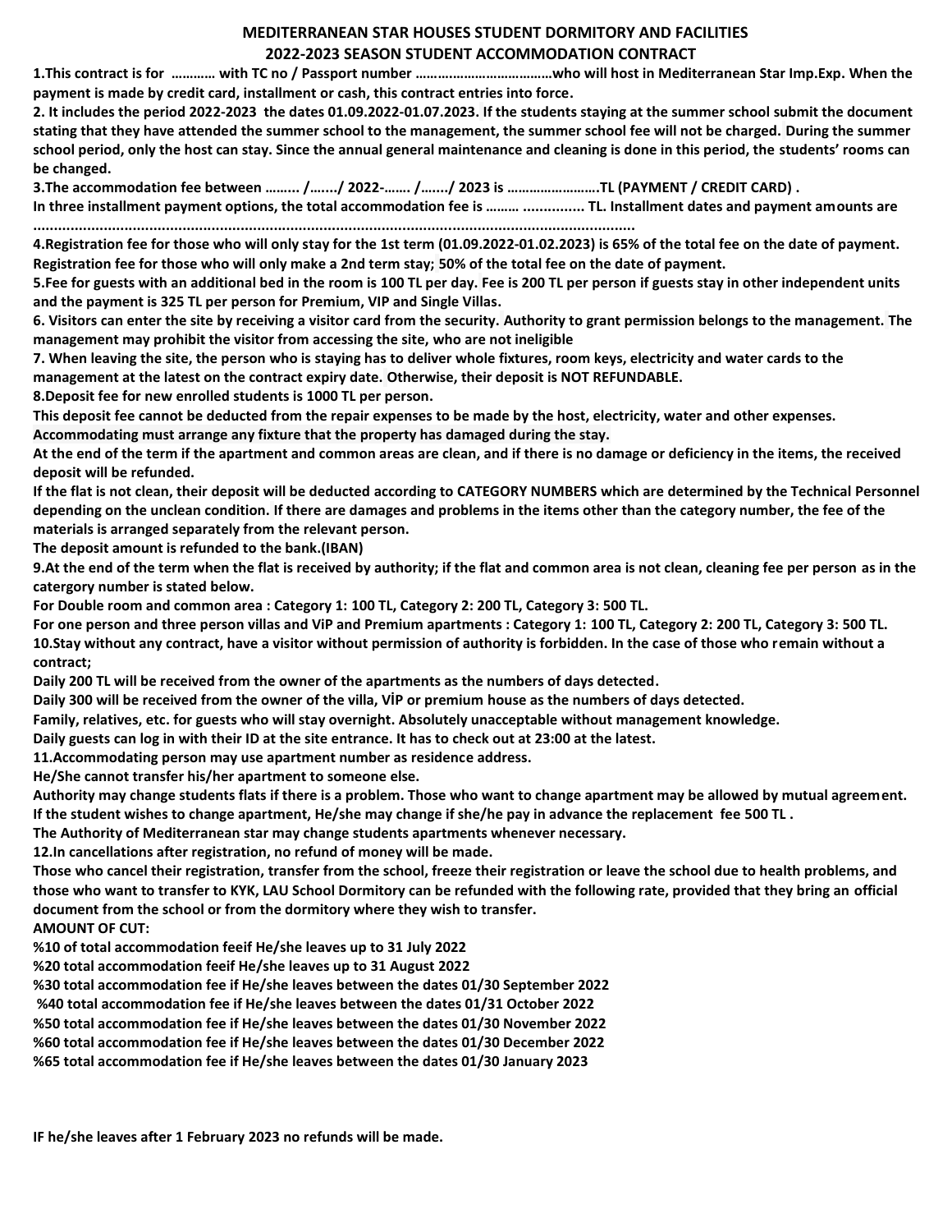# MEDITERRANEAN STAR HOUSES STUDENT DORMITORY AND FACILITIES
## 2022-2023 SEASON STUDENT ACCOMMODATION CONTRACT

**1.This contract is for ………… with TC no / Passport number ………………………………who will host in Mediterranean Star Imp.Exp. When the payment is made by credit card, installment or cash, this contract entries into force.**

**2. It includes the period 2022-2023 the dates 01.09.2022-01.07.2023. If the students staying at the summer school submit the document stating that they have attended the summer school to the management, the summer school fee will not be charged. During the summer school period, only the host can stay. Since the annual general maintenance and cleaning is done in this period, the students' rooms can be changed.**

**3.The accommodation fee between ……... /……./ 2022-……. /……./ 2023 is …………………….TL (PAYMENT / CREDIT CARD) .**
**In three installment payment options, the total accommodation fee is ……… .............. TL. Installment dates and payment amounts are ..................................................................................................................................................**

**4.Registration fee for those who will only stay for the 1st term (01.09.2022-01.02.2023) is 65% of the total fee on the date of payment. Registration fee for those who will only make a 2nd term stay; 50% of the total fee on the date of payment.**

**5.Fee for guests with an additional bed in the room is 100 TL per day. Fee is 200 TL per person if guests stay in other independent units and the payment is 325 TL per person for Premium, VIP and Single Villas.**

**6. Visitors can enter the site by receiving a visitor card from the security. Authority to grant permission belongs to the management. The management may prohibit the visitor from accessing the site, who are not ineligible**

**7. When leaving the site, the person who is staying has to deliver whole fixtures, room keys, electricity and water cards to the management at the latest on the contract expiry date. Otherwise, their deposit is NOT REFUNDABLE.**

**8.Deposit fee for new enrolled students is 1000 TL per person.**
**This deposit fee cannot be deducted from the repair expenses to be made by the host, electricity, water and other expenses.**
**Accommodating must arrange any fixture that the property has damaged during the stay.**
**At the end of the term if the apartment and common areas are clean, and if there is no damage or deficiency in the items, the received deposit will be refunded.**
**If the flat is not clean, their deposit will be deducted according to CATEGORY NUMBERS which are determined by the Technical Personnel depending on the unclean condition. If there are damages and problems in the items other than the category number, the fee of the materials is arranged separately from the relevant person.**
**The deposit amount is refunded to the bank.(IBAN)**

**9.At the end of the term when the flat is received by authority; if the flat and common area is not clean, cleaning fee per person as in the catergory number is stated below.**
**For Double room and common area : Category 1: 100 TL, Category 2: 200 TL, Category 3: 500 TL.**
**For one person and three person villas and ViP and Premium apartments : Category 1: 100 TL, Category 2: 200 TL, Category 3: 500 TL.**

**10.Stay without any contract, have a visitor without permission of authority is forbidden. In the case of those who remain without a contract;**
**Daily 200 TL will be received from the owner of the apartments as the numbers of days detected.**
**Daily 300 will be received from the owner of the villa, VİP or premium house as the numbers of days detected.**
**Family, relatives, etc. for guests who will stay overnight. Absolutely unacceptable without management knowledge.**
**Daily guests can log in with their ID at the site entrance. It has to check out at 23:00 at the latest.**

**11.Accommodating person may use apartment number as residence address.**
**He/She cannot transfer his/her apartment to someone else.**
**Authority may change students flats if there is a problem. Those who want to change apartment may be allowed by mutual agreement.**
**If the student wishes to change apartment, He/she may change if she/he pay in advance the replacement fee 500 TL .**
**The Authority of Mediterranean star may change students apartments whenever necessary.**

**12.In cancellations after registration, no refund of money will be made.**
**Those who cancel their registration, transfer from the school, freeze their registration or leave the school due to health problems, and those who want to transfer to KYK, LAU School Dormitory can be refunded with the following rate, provided that they bring an official document from the school or from the dormitory where they wish to transfer.**
**AMOUNT OF CUT:**
**%10 of total accommodation feeif He/she leaves up to 31 July 2022**
**%20 total accommodation feeif He/she leaves up to 31 August 2022**
**%30 total accommodation fee if He/she leaves between the dates 01/30 September 2022**
**%40 total accommodation fee if He/she leaves between the dates 01/31 October 2022**
**%50 total accommodation fee if He/she leaves between the dates 01/30 November 2022**
**%60 total accommodation fee if He/she leaves between the dates 01/30 December 2022**
**%65 total accommodation fee if He/she leaves between the dates 01/30 January 2023**

**IF he/she leaves after 1 February 2023 no refunds will be made.**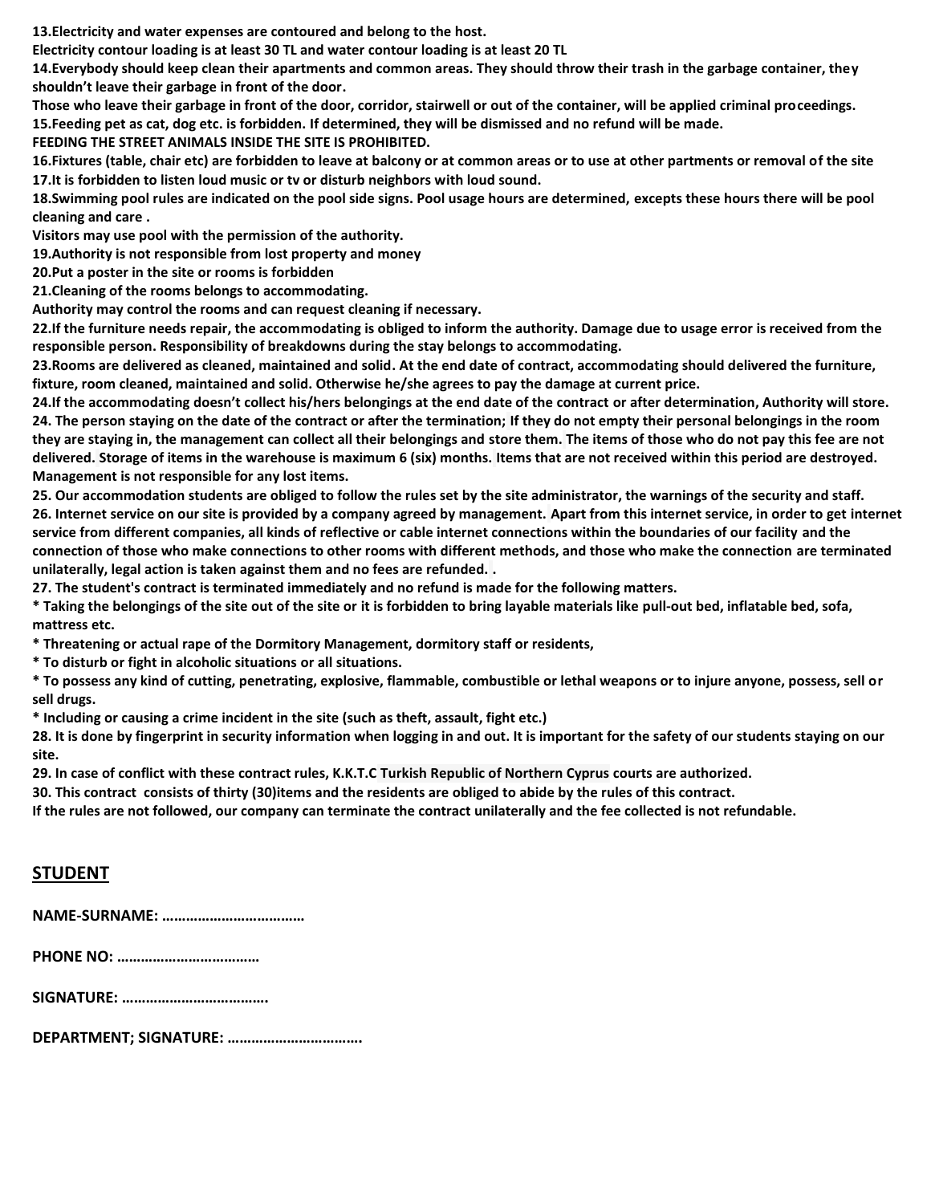**13.Electricity and water expenses are contoured and belong to the host.**

**Electricity contour loading is at least 30 TL and water contour loading is at least 20 TL**

**14.Everybody should keep clean their apartments and common areas. They should throw their trash in the garbage container, they shouldn't leave their garbage in front of the door.**

**Those who leave their garbage in front of the door, corridor, stairwell or out of the container, will be applied criminal proceedings.**

**15.Feeding pet as cat, dog etc. is forbidden. If determined, they will be dismissed and no refund will be made.**

**FEEDING THE STREET ANIMALS INSIDE THE SITE IS PROHIBITED.**

**16.Fixtures (table, chair etc) are forbidden to leave at balcony or at common areas or to use at other partments or removal of the site**

**17.It is forbidden to listen loud music or tv or disturb neighbors with loud sound.**

**18.Swimming pool rules are indicated on the pool side signs. Pool usage hours are determined, excepts these hours there will be pool cleaning and care .**

**Visitors may use pool with the permission of the authority.**

**19.Authority is not responsible from lost property and money**

**20.Put a poster in the site or rooms is forbidden**

**21.Cleaning of the rooms belongs to accommodating.**

**Authority may control the rooms and can request cleaning if necessary.**

**22.If the furniture needs repair, the accommodating is obliged to inform the authority. Damage due to usage error is received from the responsible person. Responsibility of breakdowns during the stay belongs to accommodating.**

**23.Rooms are delivered as cleaned, maintained and solid. At the end date of contract, accommodating should delivered the furniture, fixture, room cleaned, maintained and solid. Otherwise he/she agrees to pay the damage at current price.**

**24.If the accommodating doesn't collect his/hers belongings at the end date of the contract or after determination, Authority will store.**

**24. The person staying on the date of the contract or after the termination; If they do not empty their personal belongings in the room they are staying in, the management can collect all their belongings and store them. The items of those who do not pay this fee are not delivered. Storage of items in the warehouse is maximum 6 (six) months. Items that are not received within this period are destroyed. Management is not responsible for any lost items.**

**25. Our accommodation students are obliged to follow the rules set by the site administrator, the warnings of the security and staff.**

**26. Internet service on our site is provided by a company agreed by management. Apart from this internet service, in order to get internet service from different companies, all kinds of reflective or cable internet connections within the boundaries of our facility and the connection of those who make connections to other rooms with different methods, and those who make the connection are terminated unilaterally, legal action is taken against them and no fees are refunded. .**

**27. The student's contract is terminated immediately and no refund is made for the following matters.**

**\* Taking the belongings of the site out of the site or it is forbidden to bring layable materials like pull-out bed, inflatable bed, sofa, mattress etc.**

**\* Threatening or actual rape of the Dormitory Management, dormitory staff or residents,**

**\* To disturb or fight in alcoholic situations or all situations.**

**\* To possess any kind of cutting, penetrating, explosive, flammable, combustible or lethal weapons or to injure anyone, possess, sell or sell drugs.**

**\* Including or causing a crime incident in the site (such as theft, assault, fight etc.)**

**28. It is done by fingerprint in security information when logging in and out. It is important for the safety of our students staying on our site.**

**29. In case of conflict with these contract rules, K.K.T.C Turkish Republic of Northern Cyprus courts are authorized.**

**30. This contract consists of thirty (30)items and the residents are obliged to abide by the rules of this contract.**

**If the rules are not followed, our company can terminate the contract unilaterally and the fee collected is not refundable.**

## STUDENT

**NAME-SURNAME: ………………………………**

**PHONE NO: ………………………………**

**SIGNATURE: ……………………………….**

**DEPARTMENT; SIGNATURE: …………………………….**